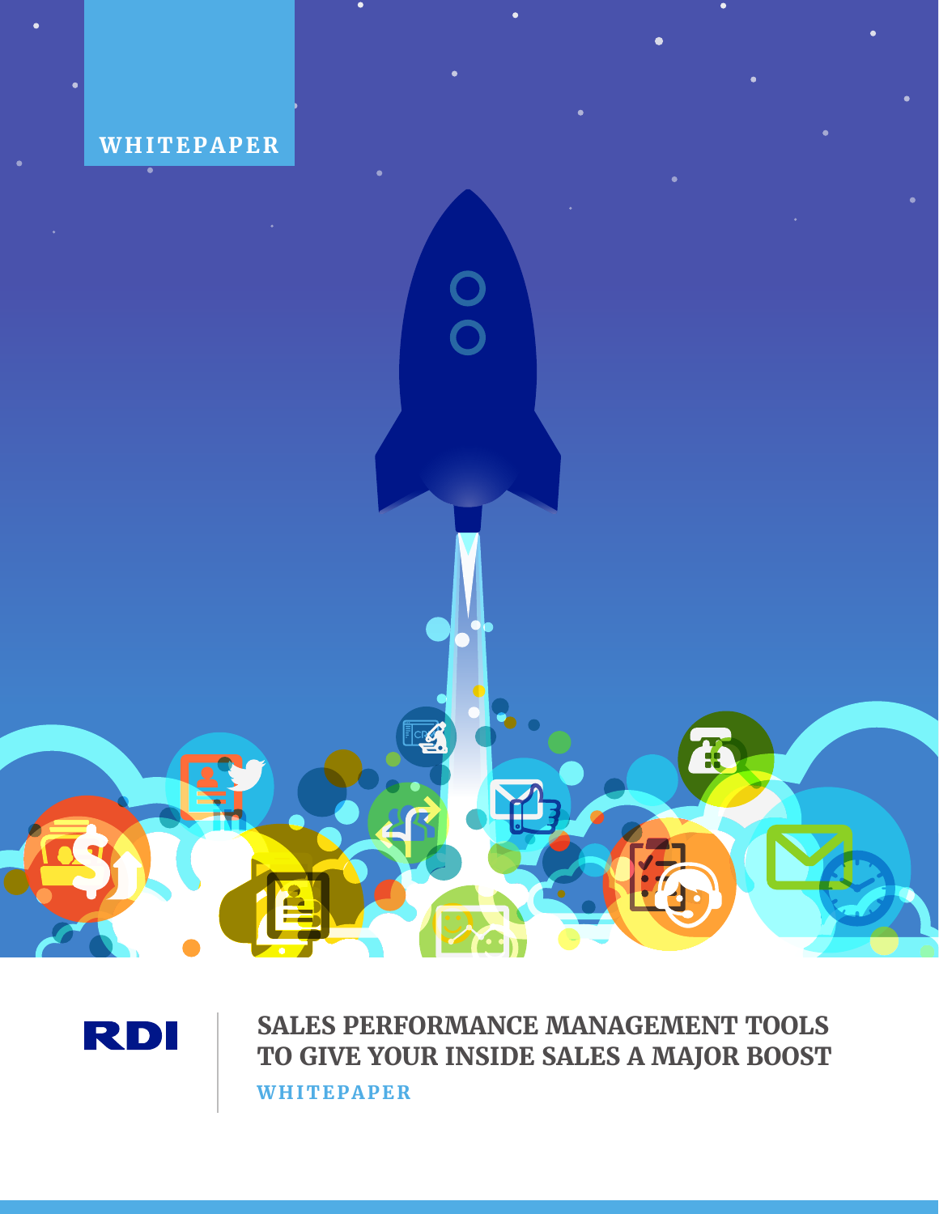WHITEPAPER

RDI

# SALES PERFORMANCE MANAGEMENT TOOLS TO GIVE YOUR INSIDE SALES A MAJOR BOOST

WHITEPAPER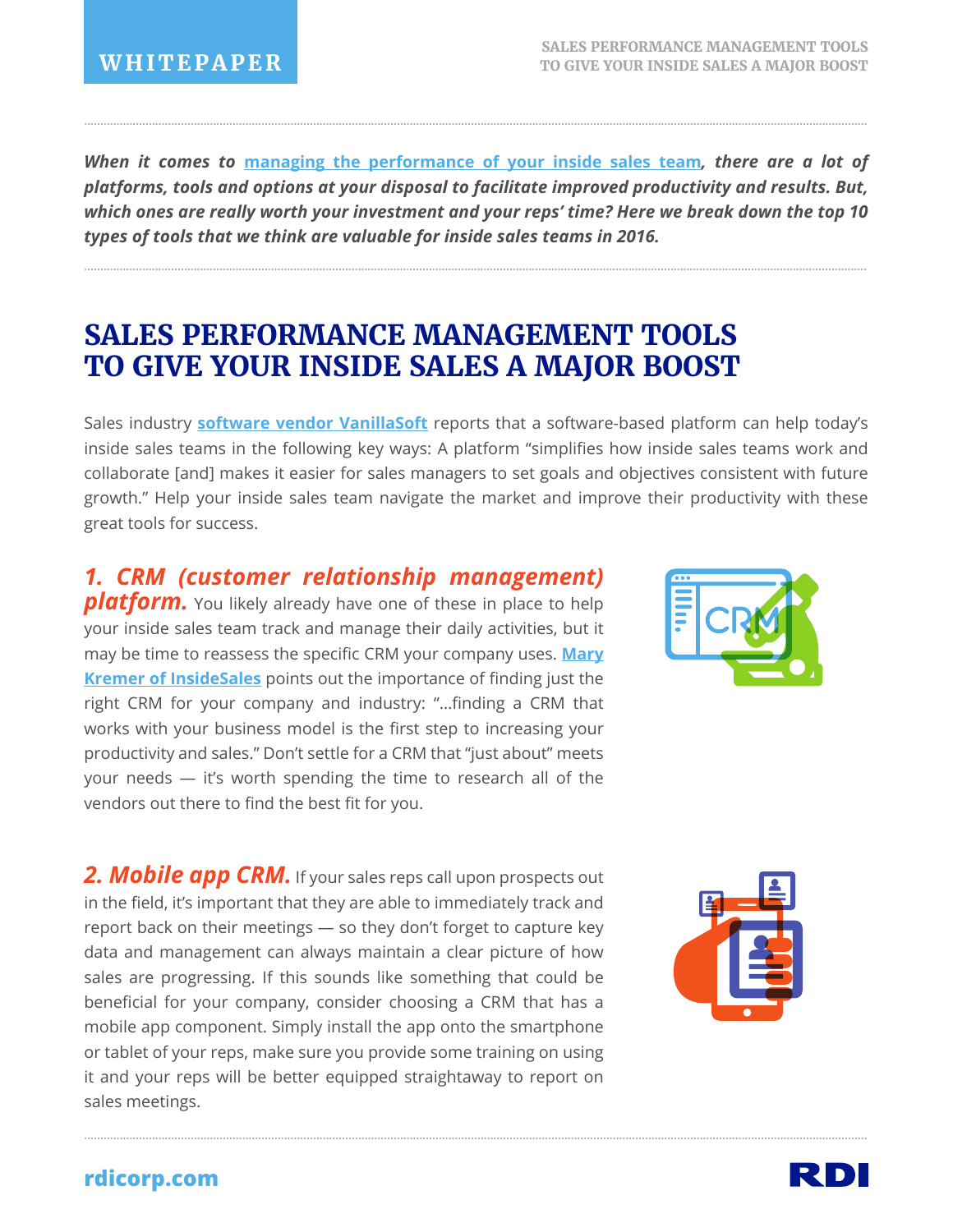*__When it comes to managing the performance of your inside sales team, there are a lot of platforms, tools and options at your disposal to facilitate improved productivity and results. But, which ones are really worth your investment and your reps' time? Here we break down the top 10 types of tools that we think are valuable for inside sales teams in 2016.__*

# SALES PERFORMANCE MANAGEMENT TOOLS TO GIVE YOUR INSIDE SALES A MAJOR BOOST

Sales industry **software vendor VanillaSoft** reports that a software-based platform can help today's inside sales teams in the following key ways: A platform "simplifies how inside sales teams work and collaborate [and] makes it easier for sales managers to set goals and objectives consistent with future growth." Help your inside sales team navigate the market and improve their productivity with these great tools for success.

***1. CRM (customer relationship management) platform.*** You likely already have one of these in place to help your inside sales team track and manage their daily activities, but it may be time to reassess the specific CRM your company uses. **Mary Kremer of InsideSales** points out the importance of finding just the right CRM for your company and industry: "…finding a CRM that works with your business model is the first step to increasing your productivity and sales." Don't settle for a CRM that "just about" meets your needs — it's worth spending the time to research all of the vendors out there to find the best fit for you.

***2. Mobile app CRM.*** If your sales reps call upon prospects out in the field, it's important that they are able to immediately track and report back on their meetings — so they don't forget to capture key data and management can always maintain a clear picture of how sales are progressing. If this sounds like something that could be beneficial for your company, consider choosing a CRM that has a mobile app component. Simply install the app onto the smartphone or tablet of your reps, make sure you provide some training on using it and your reps will be better equipped straightaway to report on sales meetings.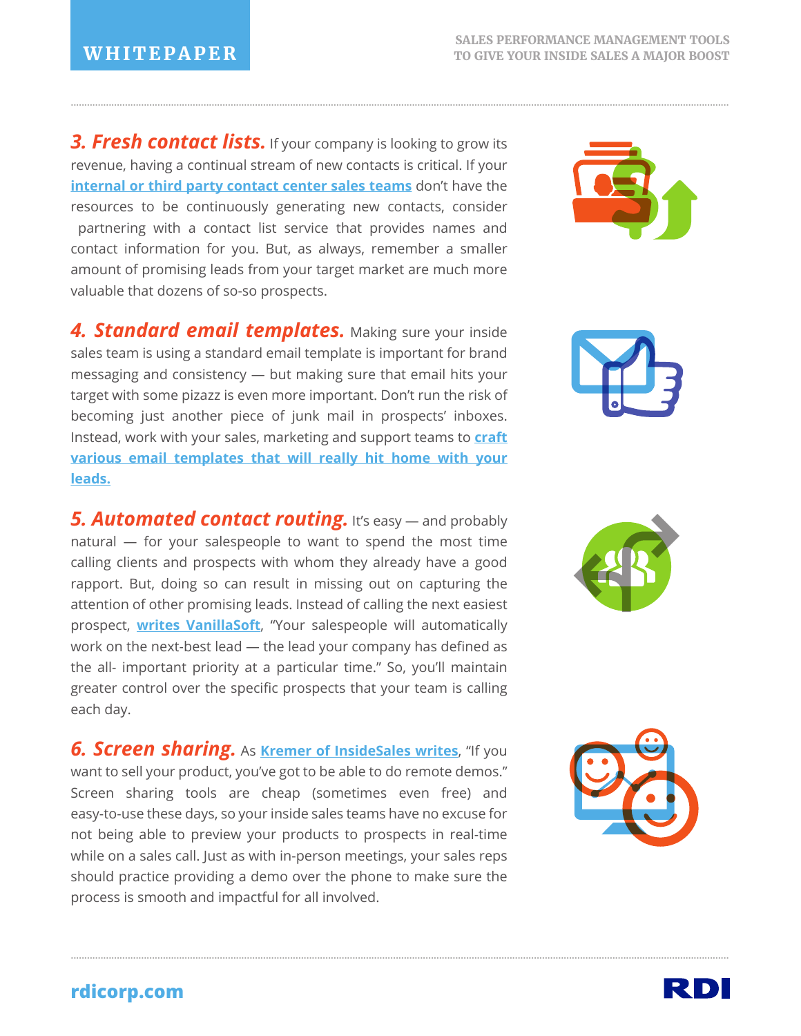**3. Fresh contact lists.** If your company is looking to grow its revenue, having a continual stream of new contacts is critical. If your internal or third party contact center sales teams don't have the resources to be continuously generating new contacts, consider partnering with a contact list service that provides names and contact information for you. But, as always, remember a smaller amount of promising leads from your target market are much more valuable that dozens of so-so prospects.

**4. Standard email templates.** Making sure your inside sales team is using a standard email template is important for brand messaging and consistency — but making sure that email hits your target with some pizazz is even more important. Don't run the risk of becoming just another piece of junk mail in prospects' inboxes. Instead, work with your sales, marketing and support teams to craft various email templates that will really hit home with your leads.

**5. Automated contact routing.** It's easy — and probably natural — for your salespeople to want to spend the most time calling clients and prospects with whom they already have a good rapport. But, doing so can result in missing out on capturing the attention of other promising leads. Instead of calling the next easiest prospect, writes VanillaSoft, "Your salespeople will automatically work on the next-best lead — the lead your company has defined as the all- important priority at a particular time." So, you'll maintain greater control over the specific prospects that your team is calling each day.

**6. Screen sharing.** As Kremer of InsideSales writes, "If you want to sell your product, you've got to be able to do remote demos." Screen sharing tools are cheap (sometimes even free) and easy-to-use these days, so your inside sales teams have no excuse for not being able to preview your products to prospects in real-time while on a sales call. Just as with in-person meetings, your sales reps should practice providing a demo over the phone to make sure the process is smooth and impactful for all involved.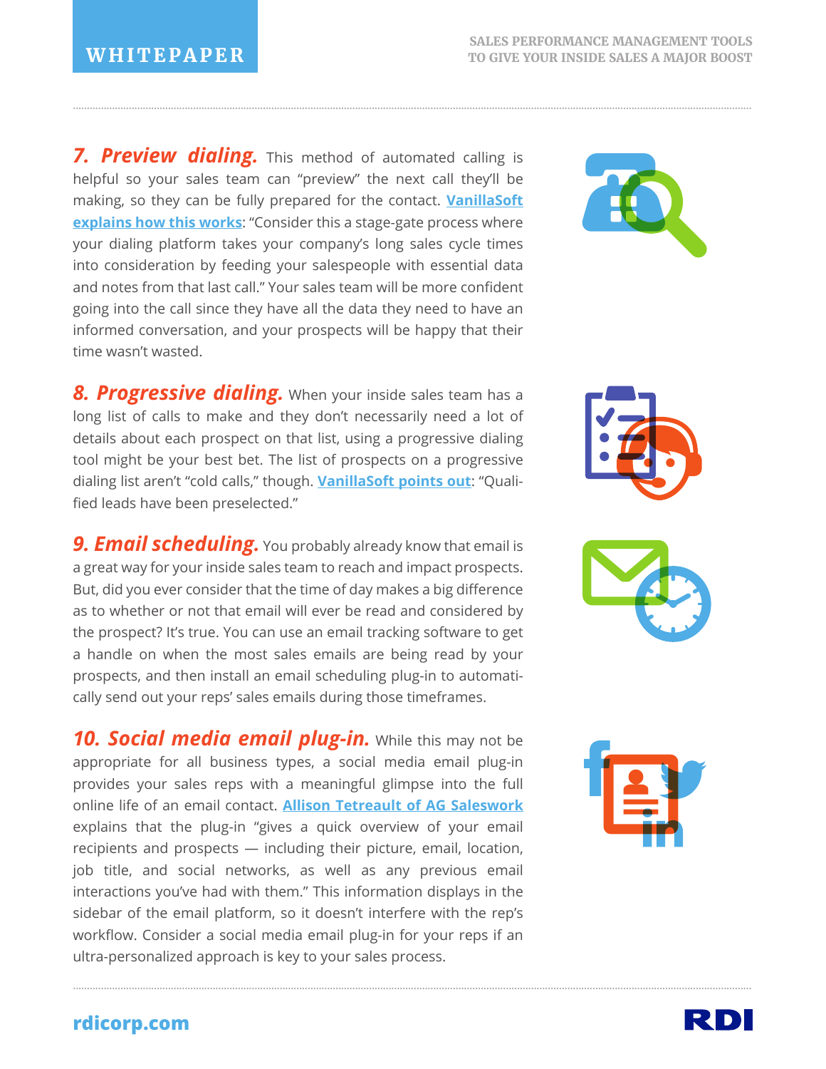***7. Preview dialing.*** This method of automated calling is helpful so your sales team can "preview" the next call they'll be making, so they can be fully prepared for the contact. **VanillaSoft explains how this works**: "Consider this a stage-gate process where your dialing platform takes your company's long sales cycle times into consideration by feeding your salespeople with essential data and notes from that last call." Your sales team will be more confident going into the call since they have all the data they need to have an informed conversation, and your prospects will be happy that their time wasn't wasted.

***8. Progressive dialing.*** When your inside sales team has a long list of calls to make and they don't necessarily need a lot of details about each prospect on that list, using a progressive dialing tool might be your best bet. The list of prospects on a progressive dialing list aren't "cold calls," though. **VanillaSoft points out**: "Qualified leads have been preselected."

***9. Email scheduling.*** You probably already know that email is a great way for your inside sales team to reach and impact prospects. But, did you ever consider that the time of day makes a big difference as to whether or not that email will ever be read and considered by the prospect? It's true. You can use an email tracking software to get a handle on when the most sales emails are being read by your prospects, and then install an email scheduling plug-in to automatically send out your reps' sales emails during those timeframes.

***10. Social media email plug-in.*** While this may not be appropriate for all business types, a social media email plug-in provides your sales reps with a meaningful glimpse into the full online life of an email contact. **Allison Tetreault of AG Saleswork** explains that the plug-in "gives a quick overview of your email recipients and prospects — including their picture, email, location, job title, and social networks, as well as any previous email interactions you've had with them." This information displays in the sidebar of the email platform, so it doesn't interfere with the rep's workflow. Consider a social media email plug-in for your reps if an ultra-personalized approach is key to your sales process.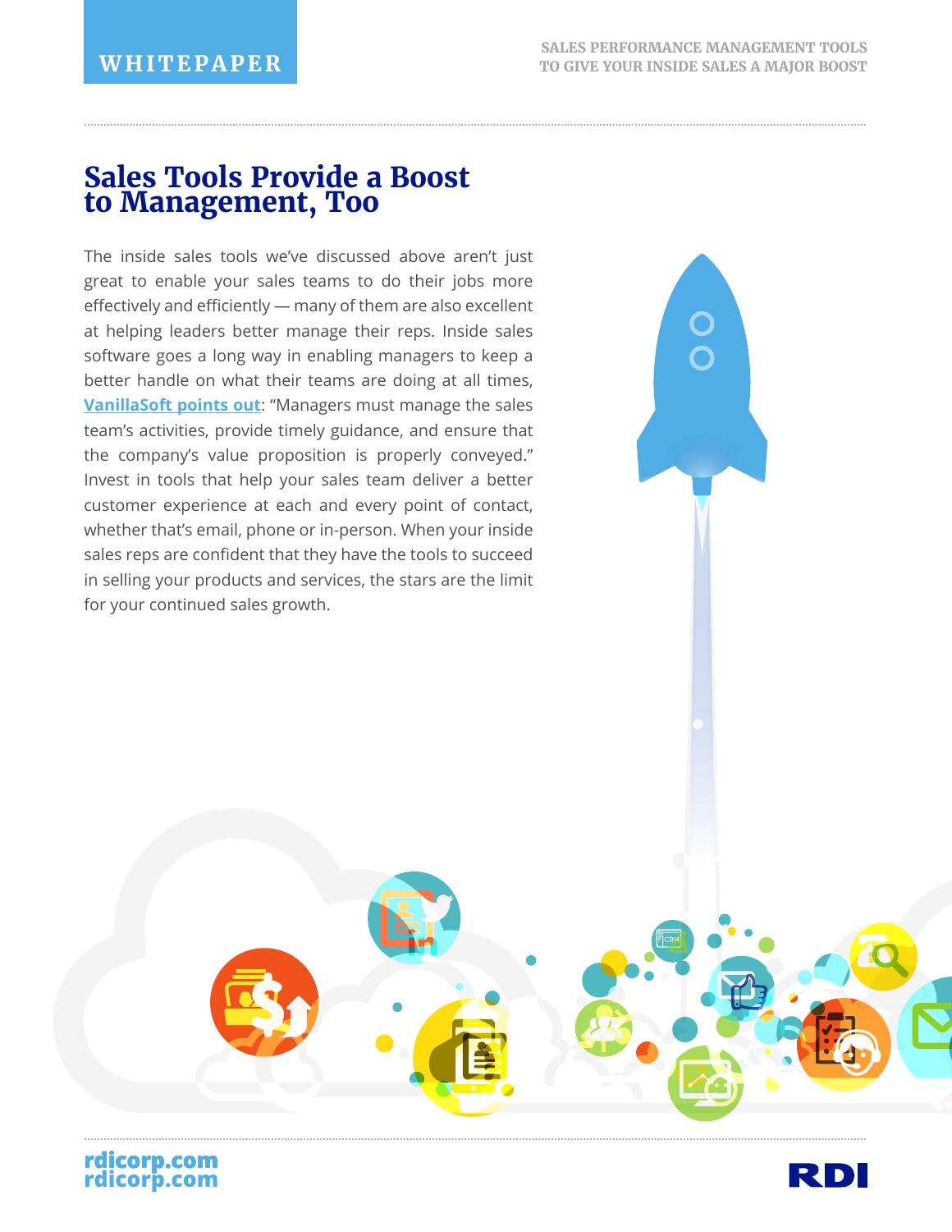## Sales Tools Provide a Boost to Management, Too

The inside sales tools we've discussed above aren't just great to enable your sales teams to do their jobs more effectively and efficiently — many of them are also excellent at helping leaders better manage their reps. Inside sales software goes a long way in enabling managers to keep a better handle on what their teams are doing at all times, **VanillaSoft points out**: "Managers must manage the sales team's activities, provide timely guidance, and ensure that the company's value proposition is properly conveyed." Invest in tools that help your sales team deliver a better customer experience at each and every point of contact, whether that's email, phone or in-person. When your inside sales reps are confident that they have the tools to succeed in selling your products and services, the stars are the limit for your continued sales growth.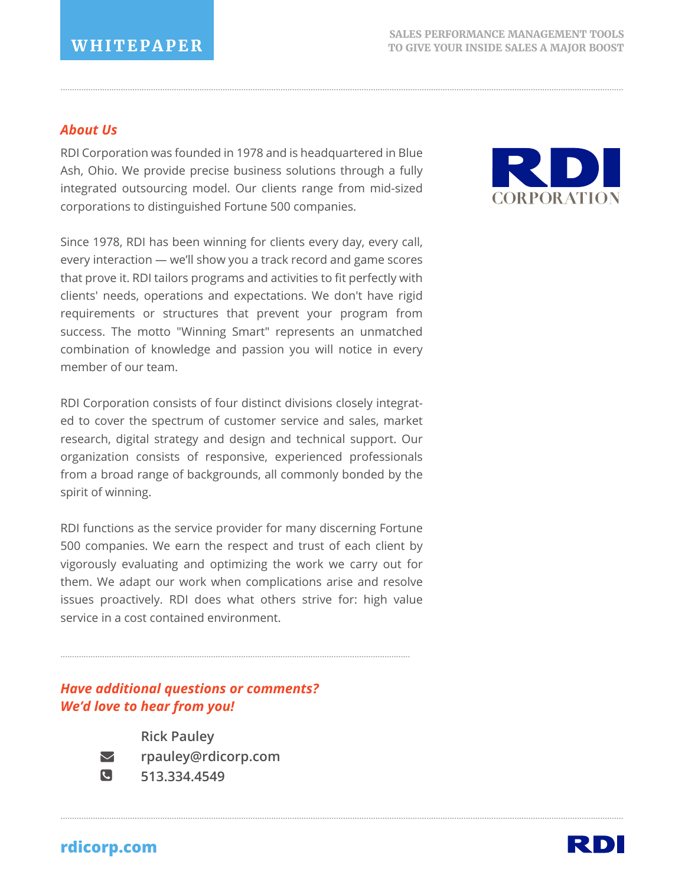## *About Us*

RDI Corporation was founded in 1978 and is headquartered in Blue Ash, Ohio. We provide precise business solutions through a fully integrated outsourcing model. Our clients range from mid-sized corporations to distinguished Fortune 500 companies.

Since 1978, RDI has been winning for clients every day, every call, every interaction — we'll show you a track record and game scores that prove it. RDI tailors programs and activities to fit perfectly with clients' needs, operations and expectations. We don't have rigid requirements or structures that prevent your program from success. The motto "Winning Smart" represents an unmatched combination of knowledge and passion you will notice in every member of our team.

RDI Corporation consists of four distinct divisions closely integrated to cover the spectrum of customer service and sales, market research, digital strategy and design and technical support. Our organization consists of responsive, experienced professionals from a broad range of backgrounds, all commonly bonded by the spirit of winning.

RDI functions as the service provider for many discerning Fortune 500 companies. We earn the respect and trust of each client by vigorously evaluating and optimizing the work we carry out for them. We adapt our work when complications arise and resolve issues proactively. RDI does what others strive for: high value service in a cost contained environment.

### *Have additional questions or comments? We'd love to hear from you!*

**Rick Pauley**

**rpauley@rdicorp.com**

**513.334.4549**

**rdicorp.com**